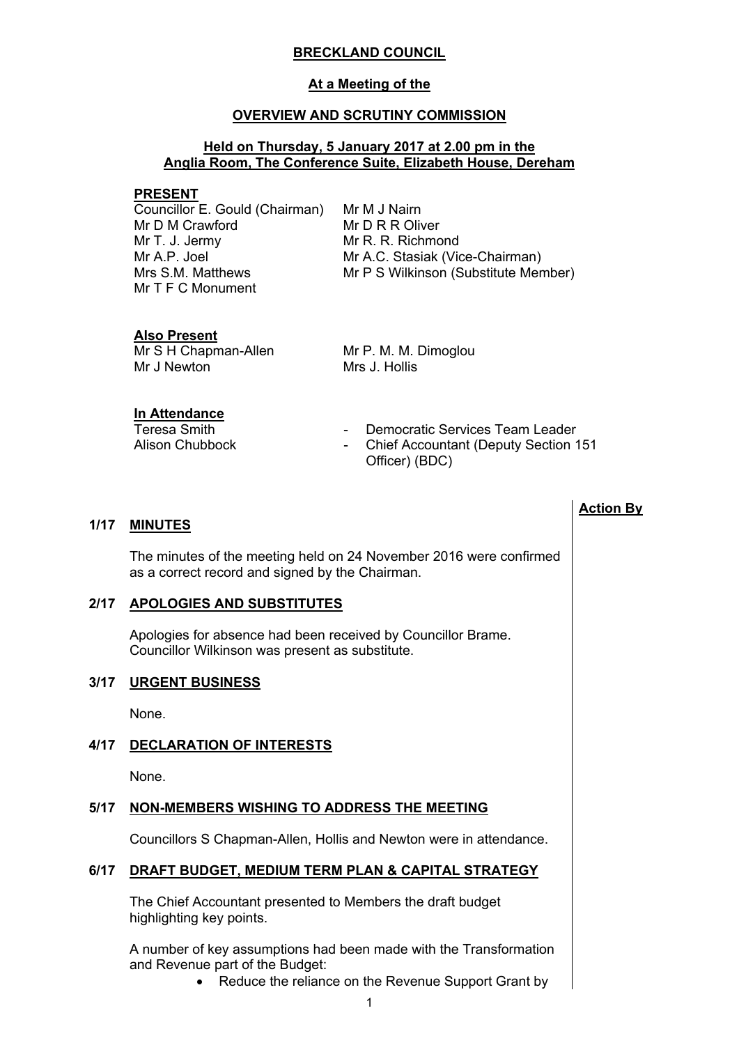# BRECKLAND COUNCIL

## At a Meeting of the

## OVERVIEW AND SCRUTINY COMMISSION

### Held on Thursday, 5 January 2017 at 2.00 pm in the Anglia Room, The Conference Suite, Elizabeth House, Dereham

**PRESENT**

Councillor E. Gould (Chairman)
Mr D M Crawford
Mr T. J. Jermy
Mr A.P. Joel
Mrs S.M. Matthews
Mr T F C Monument
Mr M J Nairn
Mr D R R Oliver
Mr R. R. Richmond
Mr A.C. Stasiak (Vice-Chairman)
Mr P S Wilkinson (Substitute Member)

**Also Present**

Mr S H Chapman-Allen
Mr J Newton
Mr P. M. M. Dimoglou
Mrs J. Hollis

**In Attendance**

| | |
|---|---|
| Teresa Smith | - Democratic Services Team Leader |
| Alison Chubbock | - Chief Accountant (Deputy Section 151 Officer) (BDC) |

**Action By**

**1/17 MINUTES**

The minutes of the meeting held on 24 November 2016 were confirmed as a correct record and signed by the Chairman.

**2/17 APOLOGIES AND SUBSTITUTES**

Apologies for absence had been received by Councillor Brame. Councillor Wilkinson was present as substitute.

**3/17 URGENT BUSINESS**

None.

**4/17 DECLARATION OF INTERESTS**

None.

**5/17 NON-MEMBERS WISHING TO ADDRESS THE MEETING**

Councillors S Chapman-Allen, Hollis and Newton were in attendance.

**6/17 DRAFT BUDGET, MEDIUM TERM PLAN & CAPITAL STRATEGY**

The Chief Accountant presented to Members the draft budget highlighting key points.

A number of key assumptions had been made with the Transformation and Revenue part of the Budget:

- Reduce the reliance on the Revenue Support Grant by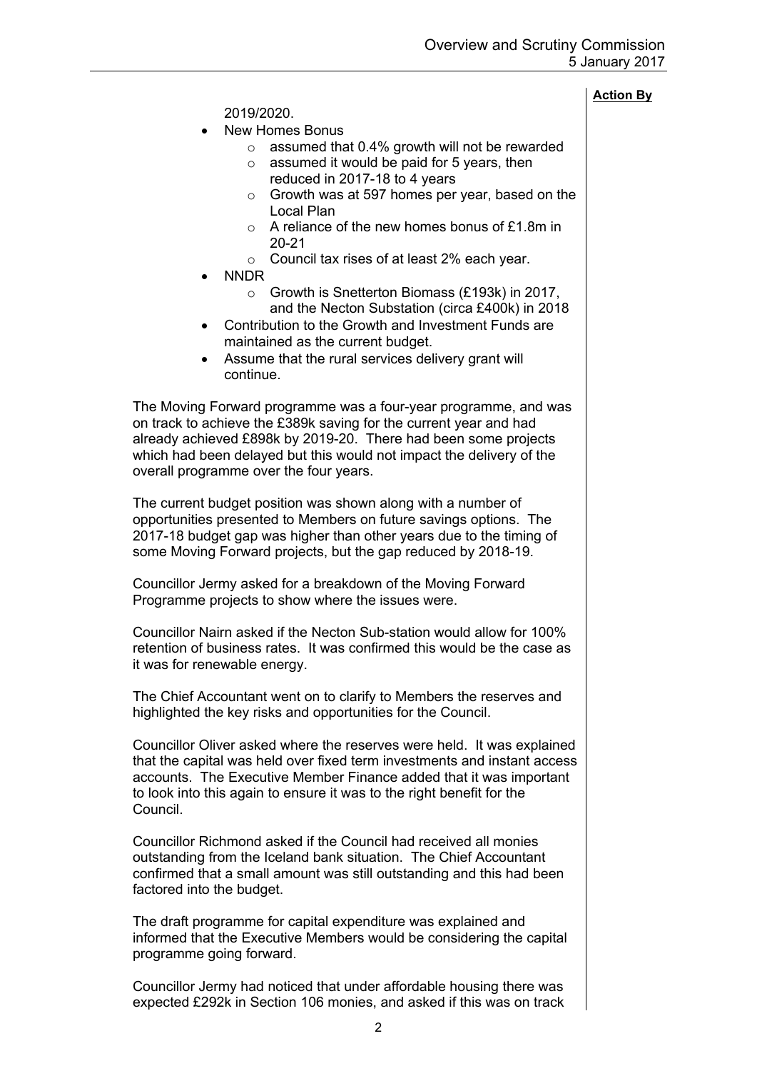**Action By**

2019/2020.

- New Homes Bonus
  - assumed that 0.4% growth will not be rewarded
  - assumed it would be paid for 5 years, then reduced in 2017-18 to 4 years
  - Growth was at 597 homes per year, based on the Local Plan
  - A reliance of the new homes bonus of £1.8m in 20-21
  - Council tax rises of at least 2% each year.
- NNDR
  - Growth is Snetterton Biomass (£193k) in 2017, and the Necton Substation (circa £400k) in 2018
- Contribution to the Growth and Investment Funds are maintained as the current budget.
- Assume that the rural services delivery grant will continue.

The Moving Forward programme was a four-year programme, and was on track to achieve the £389k saving for the current year and had already achieved £898k by 2019-20. There had been some projects which had been delayed but this would not impact the delivery of the overall programme over the four years.

The current budget position was shown along with a number of opportunities presented to Members on future savings options. The 2017-18 budget gap was higher than other years due to the timing of some Moving Forward projects, but the gap reduced by 2018-19.

Councillor Jermy asked for a breakdown of the Moving Forward Programme projects to show where the issues were.

Councillor Nairn asked if the Necton Sub-station would allow for 100% retention of business rates. It was confirmed this would be the case as it was for renewable energy.

The Chief Accountant went on to clarify to Members the reserves and highlighted the key risks and opportunities for the Council.

Councillor Oliver asked where the reserves were held. It was explained that the capital was held over fixed term investments and instant access accounts. The Executive Member Finance added that it was important to look into this again to ensure it was to the right benefit for the Council.

Councillor Richmond asked if the Council had received all monies outstanding from the Iceland bank situation. The Chief Accountant confirmed that a small amount was still outstanding and this had been factored into the budget.

The draft programme for capital expenditure was explained and informed that the Executive Members would be considering the capital programme going forward.

Councillor Jermy had noticed that under affordable housing there was expected £292k in Section 106 monies, and asked if this was on track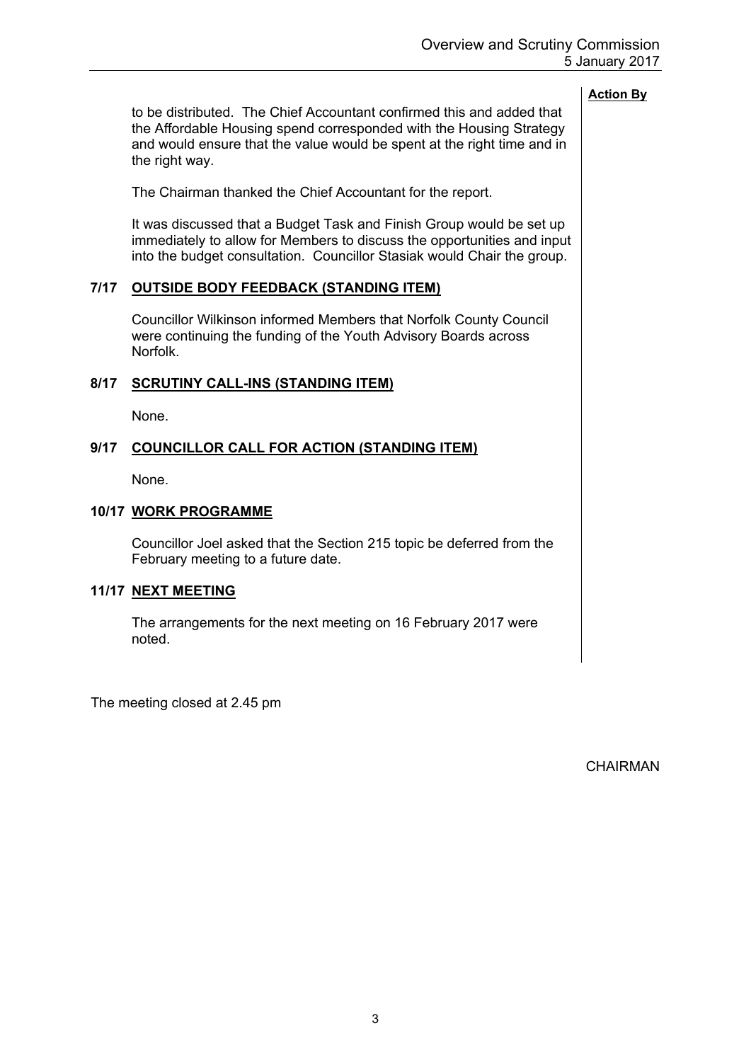**Action By**

to be distributed. The Chief Accountant confirmed this and added that the Affordable Housing spend corresponded with the Housing Strategy and would ensure that the value would be spent at the right time and in the right way.

The Chairman thanked the Chief Accountant for the report.

It was discussed that a Budget Task and Finish Group would be set up immediately to allow for Members to discuss the opportunities and input into the budget consultation. Councillor Stasiak would Chair the group.

**7/17 OUTSIDE BODY FEEDBACK (STANDING ITEM)**

Councillor Wilkinson informed Members that Norfolk County Council were continuing the funding of the Youth Advisory Boards across Norfolk.

**8/17 SCRUTINY CALL-INS (STANDING ITEM)**

None.

**9/17 COUNCILLOR CALL FOR ACTION (STANDING ITEM)**

None.

**10/17 WORK PROGRAMME**

Councillor Joel asked that the Section 215 topic be deferred from the February meeting to a future date.

**11/17 NEXT MEETING**

The arrangements for the next meeting on 16 February 2017 were noted.

The meeting closed at 2.45 pm

CHAIRMAN